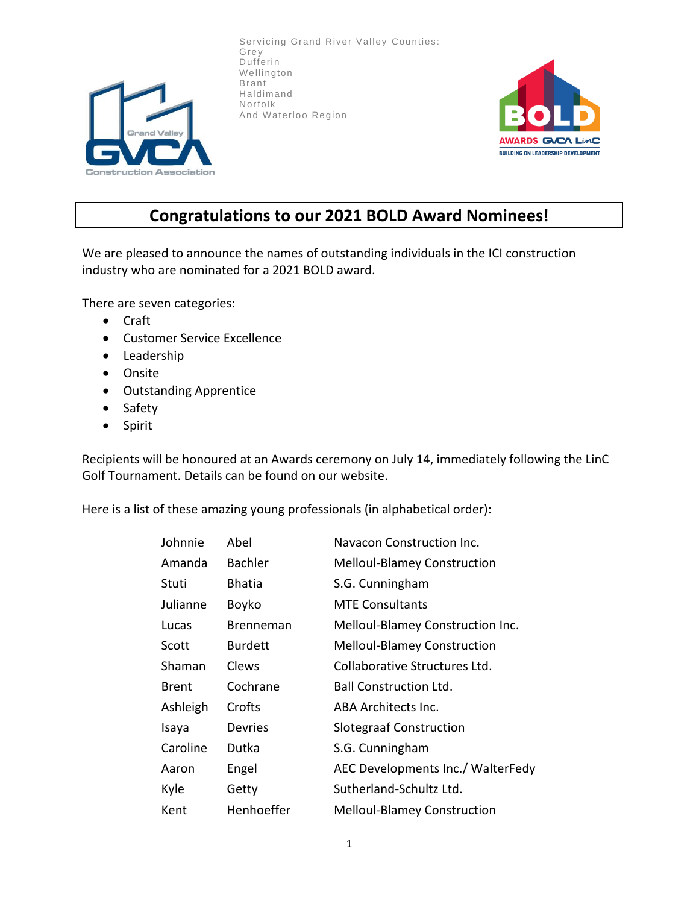Servicing Grand River Valley Counties:
Grey
Dufferin
Wellington
Brant
Haldimand
Norfolk
And Waterloo Region

# Congratulations to our 2021 BOLD Award Nominees!

We are pleased to announce the names of outstanding individuals in the ICI construction industry who are nominated for a 2021 BOLD award.

There are seven categories:

- Craft
- Customer Service Excellence
- Leadership
- Onsite
- Outstanding Apprentice
- Safety
- Spirit

Recipients will be honoured at an Awards ceremony on July 14, immediately following the LinC Golf Tournament. Details can be found on our website.

Here is a list of these amazing young professionals (in alphabetical order):

| | | |
|---|---|---|
| Johnnie | Abel | Navacon Construction Inc. |
| Amanda | Bachler | Melloul-Blamey Construction |
| Stuti | Bhatia | S.G. Cunningham |
| Julianne | Boyko | MTE Consultants |
| Lucas | Brenneman | Melloul-Blamey Construction Inc. |
| Scott | Burdett | Melloul-Blamey Construction |
| Shaman | Clews | Collaborative Structures Ltd. |
| Brent | Cochrane | Ball Construction Ltd. |
| Ashleigh | Crofts | ABA Architects Inc. |
| Isaya | Devries | Slotegraaf Construction |
| Caroline | Dutka | S.G. Cunningham |
| Aaron | Engel | AEC Developments Inc./ WalterFedy |
| Kyle | Getty | Sutherland-Schultz Ltd. |
| Kent | Henhoeffer | Melloul-Blamey Construction |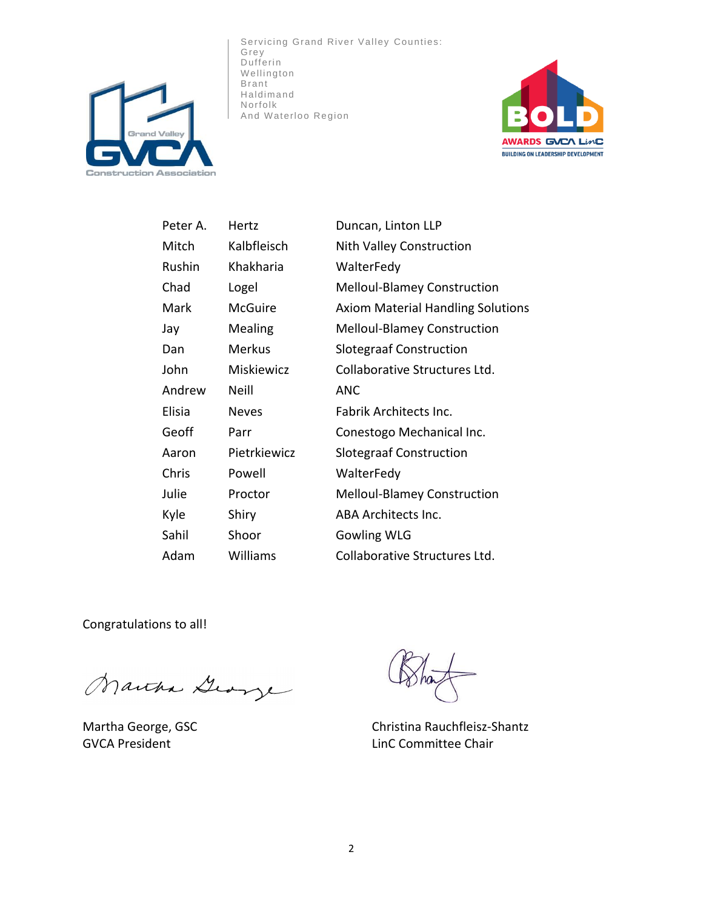Servicing Grand River Valley Counties:
Grey
Dufferin
Wellington
Brant
Haldimand
Norfolk
And Waterloo Region

| | | |
|---|---|---|
| Peter A. | Hertz | Duncan, Linton LLP |
| Mitch | Kalbfleisch | Nith Valley Construction |
| Rushin | Khakharia | WalterFedy |
| Chad | Logel | Melloul-Blamey Construction |
| Mark | McGuire | Axiom Material Handling Solutions |
| Jay | Mealing | Melloul-Blamey Construction |
| Dan | Merkus | Slotegraaf Construction |
| John | Miskiewicz | Collaborative Structures Ltd. |
| Andrew | Neill | ANC |
| Elisia | Neves | Fabrik Architects Inc. |
| Geoff | Parr | Conestogo Mechanical Inc. |
| Aaron | Pietrkiewicz | Slotegraaf Construction |
| Chris | Powell | WalterFedy |
| Julie | Proctor | Melloul-Blamey Construction |
| Kyle | Shiry | ABA Architects Inc. |
| Sahil | Shoor | Gowling WLG |
| Adam | Williams | Collaborative Structures Ltd. |

Congratulations to all!

Martha George, GSC
GVCA President

Christina Rauchfleisz-Shantz
LinC Committee Chair